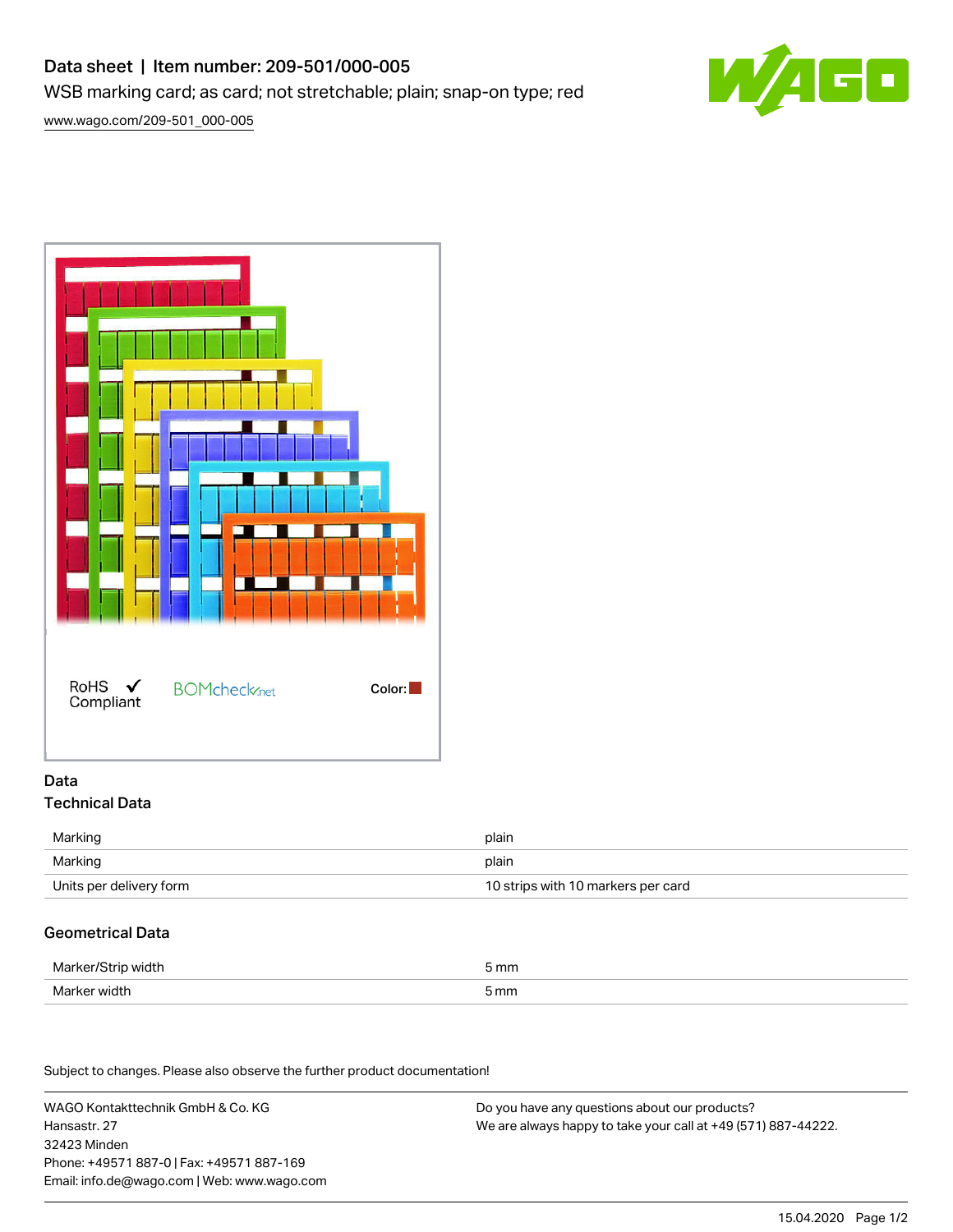# Data sheet | Item number: 209-501/000-005

WSB marking card; as card; not stretchable; plain; snap-on type; red

www.wago.com/209-501_000-005

RoHS ✓ Compliant

BOMcheck.net

Color: ■

## Data

### Technical Data

| | |
|---|---|
| Marking | plain |
| Marking | plain |
| Units per delivery form | 10 strips with 10 markers per card |

### Geometrical Data

| | |
|---|---|
| Marker/Strip width | 5 mm |
| Marker width | 5 mm |

Subject to changes. Please also observe the further product documentation!

WAGO Kontakttechnik GmbH & Co. KG
Hansastr. 27
32423 Minden
Phone: +49571 887-0 | Fax: +49571 887-169
Email: info.de@wago.com | Web: www.wago.com

Do you have any questions about our products?
We are always happy to take your call at +49 (571) 887-44222.

15.04.2020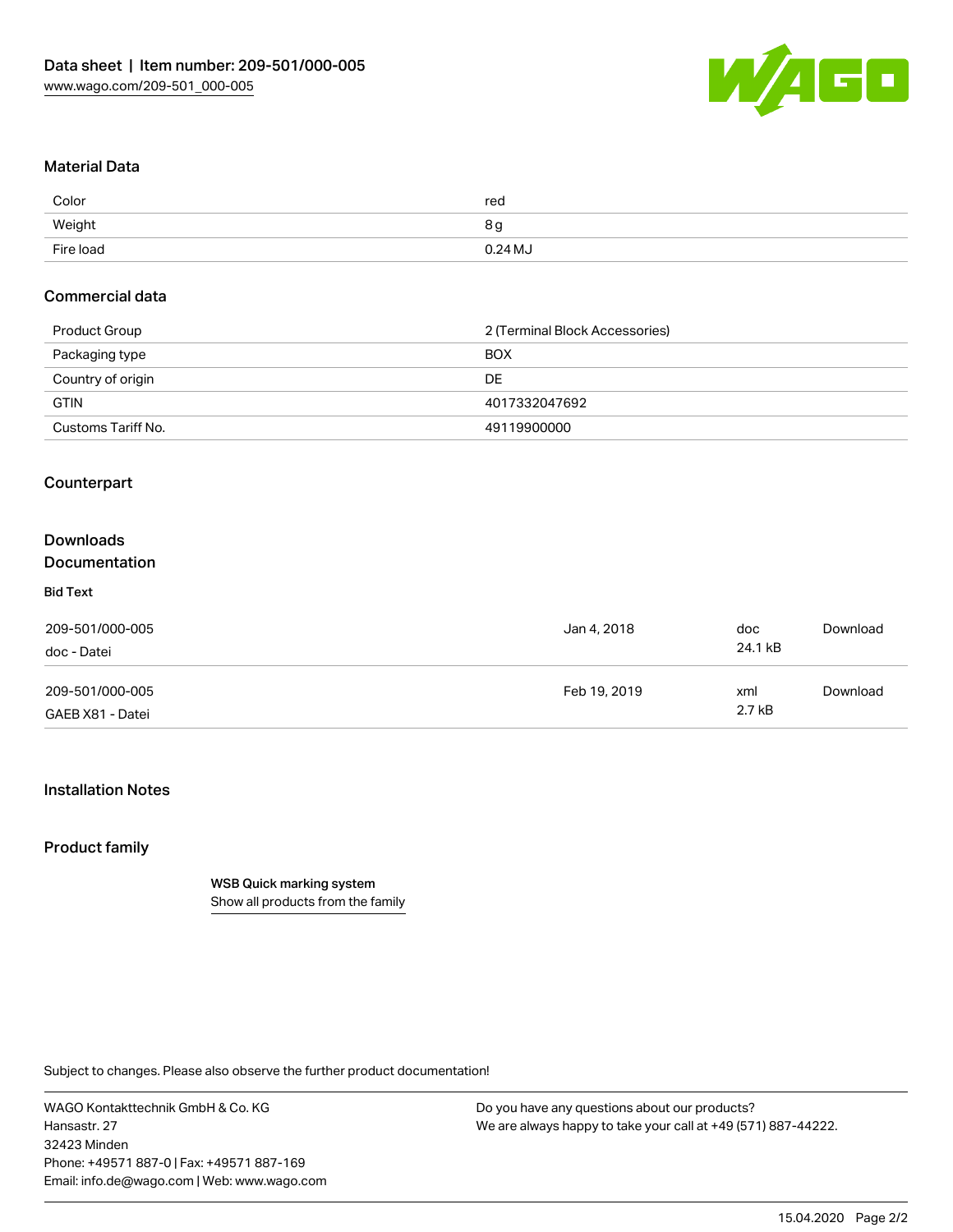## Material Data

| | |
|---|---|
| Color | red |
| Weight | 8 g |
| Fire load | 0.24 MJ |

## Commercial data

| | |
|---|---|
| Product Group | 2 (Terminal Block Accessories) |
| Packaging type | BOX |
| Country of origin | DE |
| GTIN | 4017332047692 |
| Customs Tariff No. | 49119900000 |

## Counterpart

## Downloads

## Documentation

**Bid Text**

| | | | |
|---|---|---|---|
| 209-501/000-005<br>doc - Datei | Jan 4, 2018 | doc<br>24.1 kB | Download |
| 209-501/000-005<br>GAEB X81 - Datei | Feb 19, 2019 | xml<br>2.7 kB | Download |

## Installation Notes

## Product family

**WSB Quick marking system**
Show all products from the family

Subject to changes. Please also observe the further product documentation!

WAGO Kontakttechnik GmbH & Co. KG
Hansastr. 27
32423 Minden
Phone: +49571 887-0 | Fax: +49571 887-169
Email: info.de@wago.com | Web: www.wago.com

Do you have any questions about our products?
We are always happy to take your call at +49 (571) 887-44222.